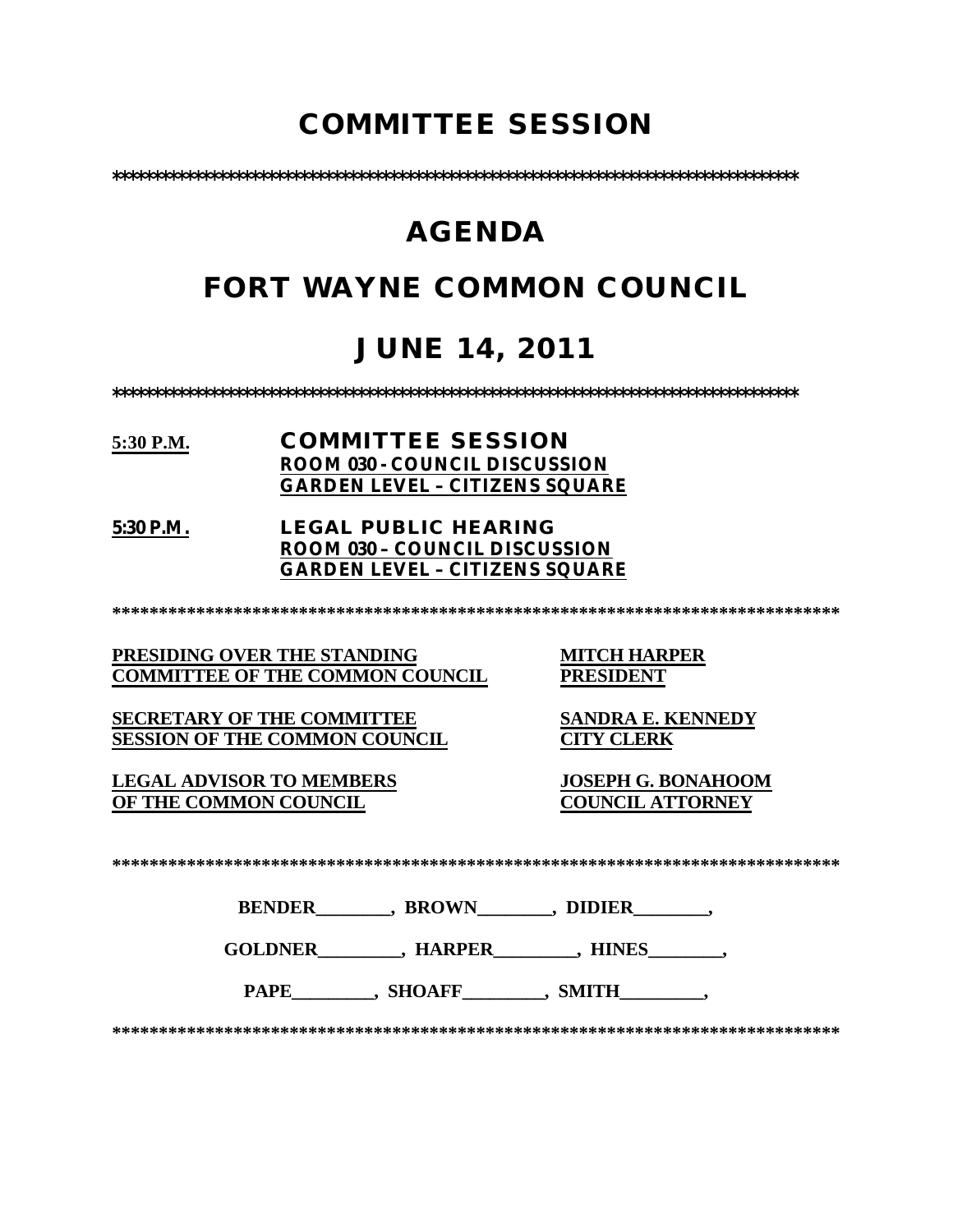# COMMITTEE SESSION

****************************************************************************

# AGENDA

# FORT WAYNE COMMON COUNCIL

# JUNE 14, 2011

****************************************************************************

**5:30 P.M.** **COMMITTEE SESSION**
**ROOM 030 - COUNCIL DISCUSSION**
**GARDEN LEVEL – CITIZENS SQUARE**

**5:30 P.M.** **LEGAL PUBLIC HEARING**
**ROOM 030 – COUNCIL DISCUSSION**
**GARDEN LEVEL – CITIZENS SQUARE**

****************************************************************************

**PRESIDING OVER THE STANDING COMMITTEE OF THE COMMON COUNCIL** — **MITCH HARPER, PRESIDENT**

**SECRETARY OF THE COMMITTEE SESSION OF THE COMMON COUNCIL** — **SANDRA E. KENNEDY, CITY CLERK**

**LEGAL ADVISOR TO MEMBERS OF THE COMMON COUNCIL** — **JOSEPH G. BONAHOOM, COUNCIL ATTORNEY**

****************************************************************************

**BENDER________, BROWN________, DIDIER________,**

**GOLDNER_________, HARPER_________, HINES________,**

**PAPE_________, SHOAFF_________, SMITH_________,**

****************************************************************************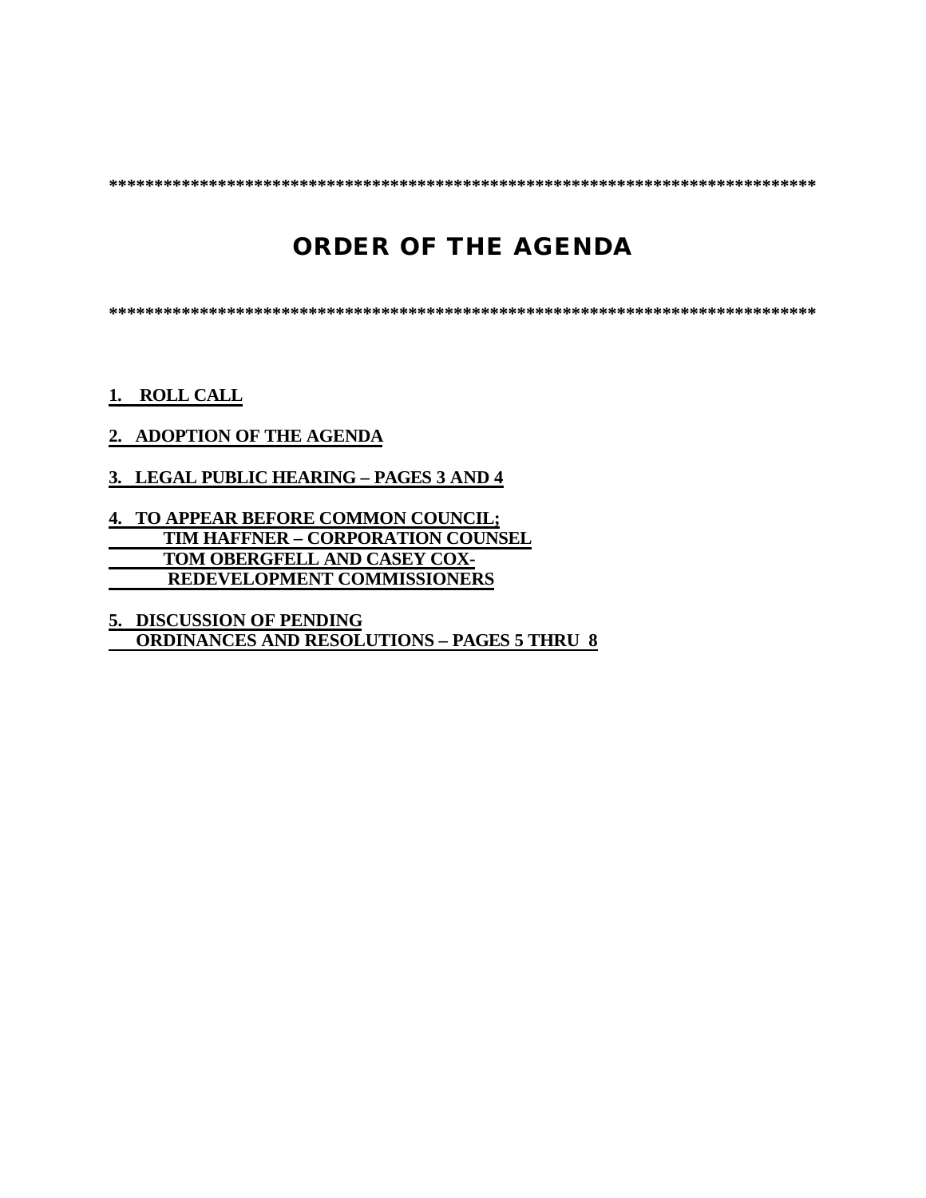*******************************************************************************

# ORDER OF THE AGENDA

*******************************************************************************

**1. ROLL CALL**

**2. ADOPTION OF THE AGENDA**

**3. LEGAL PUBLIC HEARING – PAGES 3 AND 4**

**4. TO APPEAR BEFORE COMMON COUNCIL;**
**TIM HAFFNER – CORPORATION COUNSEL**
**TOM OBERGFELL AND CASEY COX-**
**REDEVELOPMENT COMMISSIONERS**

**5. DISCUSSION OF PENDING**
**ORDINANCES AND RESOLUTIONS – PAGES 5 THRU 8**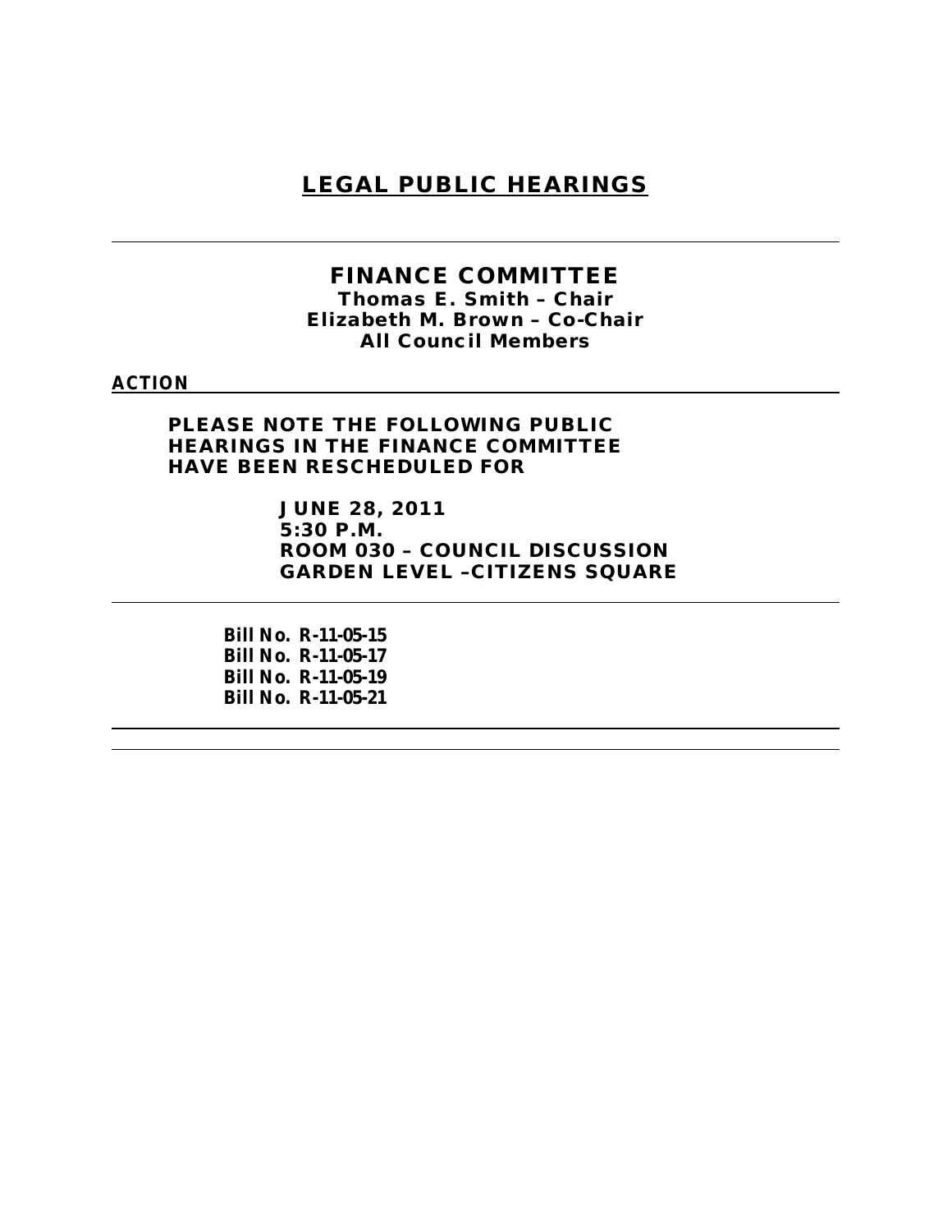# LEGAL PUBLIC HEARINGS

---

## FINANCE COMMITTEE

**Thomas E. Smith – Chair**
**Elizabeth M. Brown – Co-Chair**
**All Council Members**

**ACTION**

---

**PLEASE NOTE THE FOLLOWING PUBLIC HEARINGS IN THE FINANCE COMMITTEE HAVE BEEN RESCHEDULED FOR**

**JUNE 28, 2011**
**5:30 P.M.**
**ROOM 030 – COUNCIL DISCUSSION**
**GARDEN LEVEL –CITIZENS SQUARE**

---

**Bill No. R-11-05-15**
**Bill No. R-11-05-17**
**Bill No. R-11-05-19**
**Bill No. R-11-05-21**

---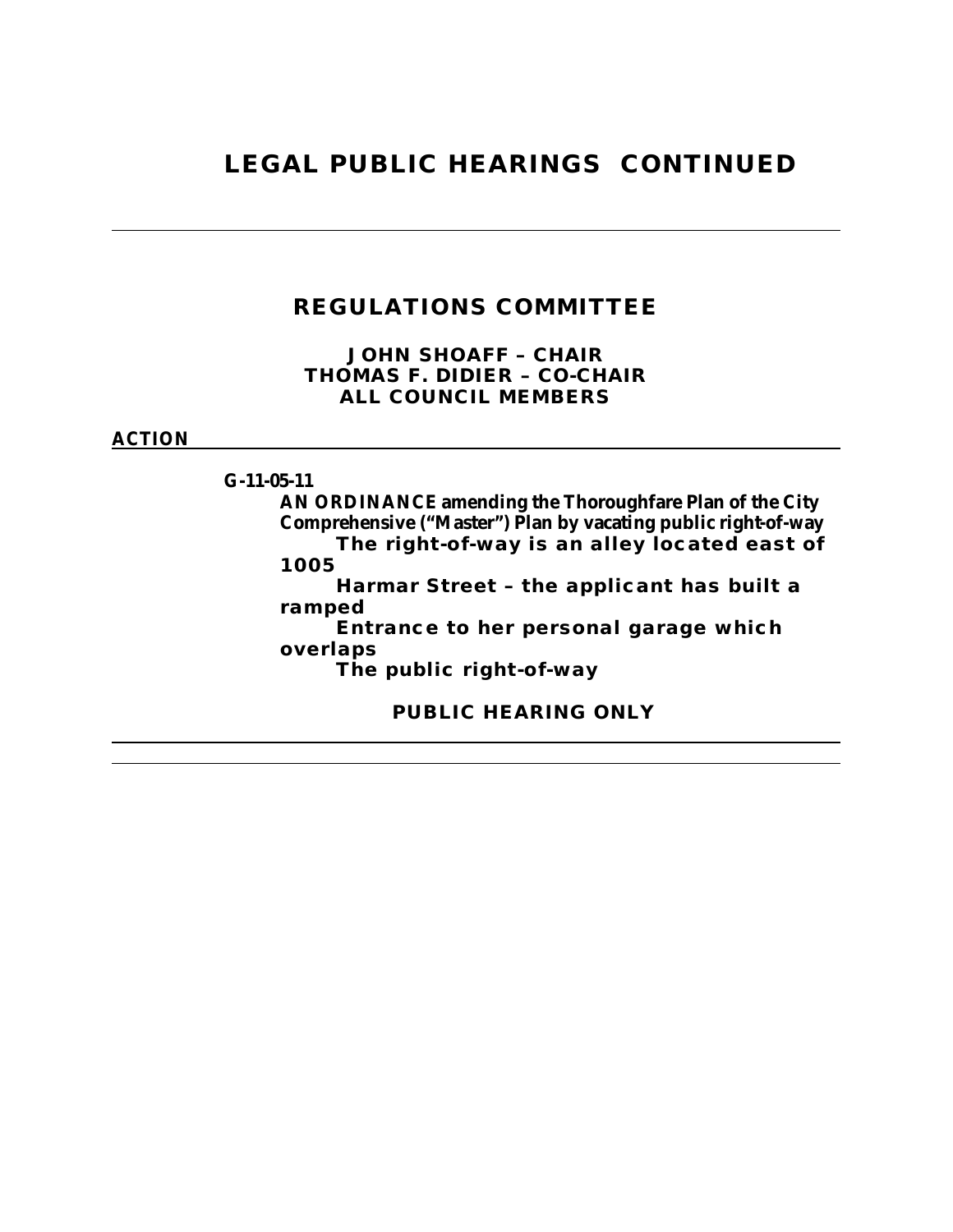# LEGAL PUBLIC HEARINGS CONTINUED

---

## REGULATIONS COMMITTEE

**JOHN SHOAFF – CHAIR**
**THOMAS F. DIDIER – CO-CHAIR**
**ALL COUNCIL MEMBERS**

**ACTION**

---

**G-11-05-11**

**AN ORDINANCE amending the Thoroughfare Plan of the City Comprehensive ("Master") Plan by vacating public right-of-way**

**The right-of-way is an alley located east of 1005**
**Harmar Street – the applicant has built a ramped**
**Entrance to her personal garage which overlaps**
**The public right-of-way**

**PUBLIC HEARING ONLY**

---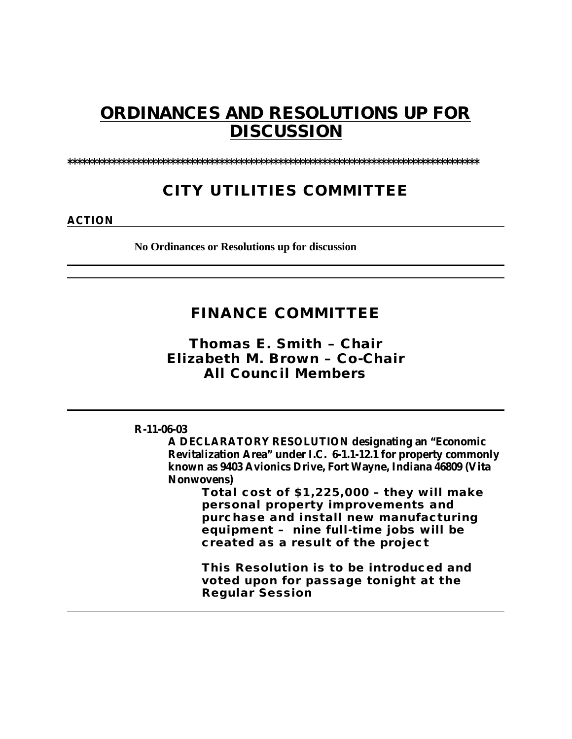# ORDINANCES AND RESOLUTIONS UP FOR DISCUSSION

*************************************************************************************

## CITY UTILITIES COMMITTEE

**ACTION**

---

**No Ordinances or Resolutions up for discussion**

---

---

## FINANCE COMMITTEE

### Thomas E. Smith – Chair
### Elizabeth M. Brown – Co-Chair
### All Council Members

---

**R-11-06-03**

**A DECLARATORY RESOLUTION designating an "Economic Revitalization Area" under I.C. 6-1.1-12.1 for property commonly known as 9403 Avionics Drive, Fort Wayne, Indiana 46809 (Vita Nonwovens)**

**Total cost of $1,225,000 – they will make personal property improvements and purchase and install new manufacturing equipment – nine full-time jobs will be created as a result of the project**

**This Resolution is to be introduced and voted upon for passage tonight at the Regular Session**

---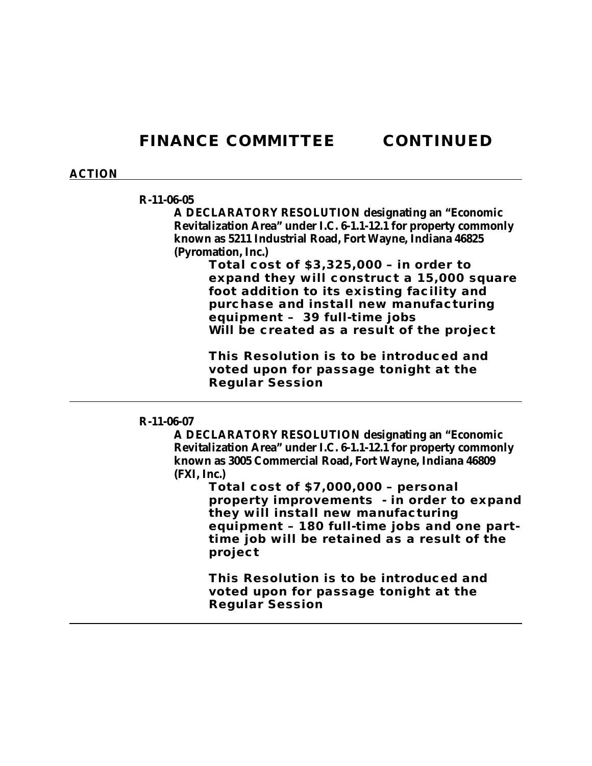# FINANCE COMMITTEE CONTINUED

**ACTION**

---

**R-11-06-05**

**A DECLARATORY RESOLUTION designating an "Economic Revitalization Area" under I.C. 6-1.1-12.1 for property commonly known as 5211 Industrial Road, Fort Wayne, Indiana 46825 (Pyromation, Inc.)**

**Total cost of $3,325,000 – in order to expand they will construct a 15,000 square foot addition to its existing facility and purchase and install new manufacturing equipment – 39 full-time jobs Will be created as a result of the project**

**This Resolution is to be introduced and voted upon for passage tonight at the Regular Session**

---

**R-11-06-07**

**A DECLARATORY RESOLUTION designating an "Economic Revitalization Area" under I.C. 6-1.1-12.1 for property commonly known as 3005 Commercial Road, Fort Wayne, Indiana 46809 (FXI, Inc.)**

**Total cost of $7,000,000 – personal property improvements - in order to expand they will install new manufacturing equipment – 180 full-time jobs and one part-time job will be retained as a result of the project**

**This Resolution is to be introduced and voted upon for passage tonight at the Regular Session**

---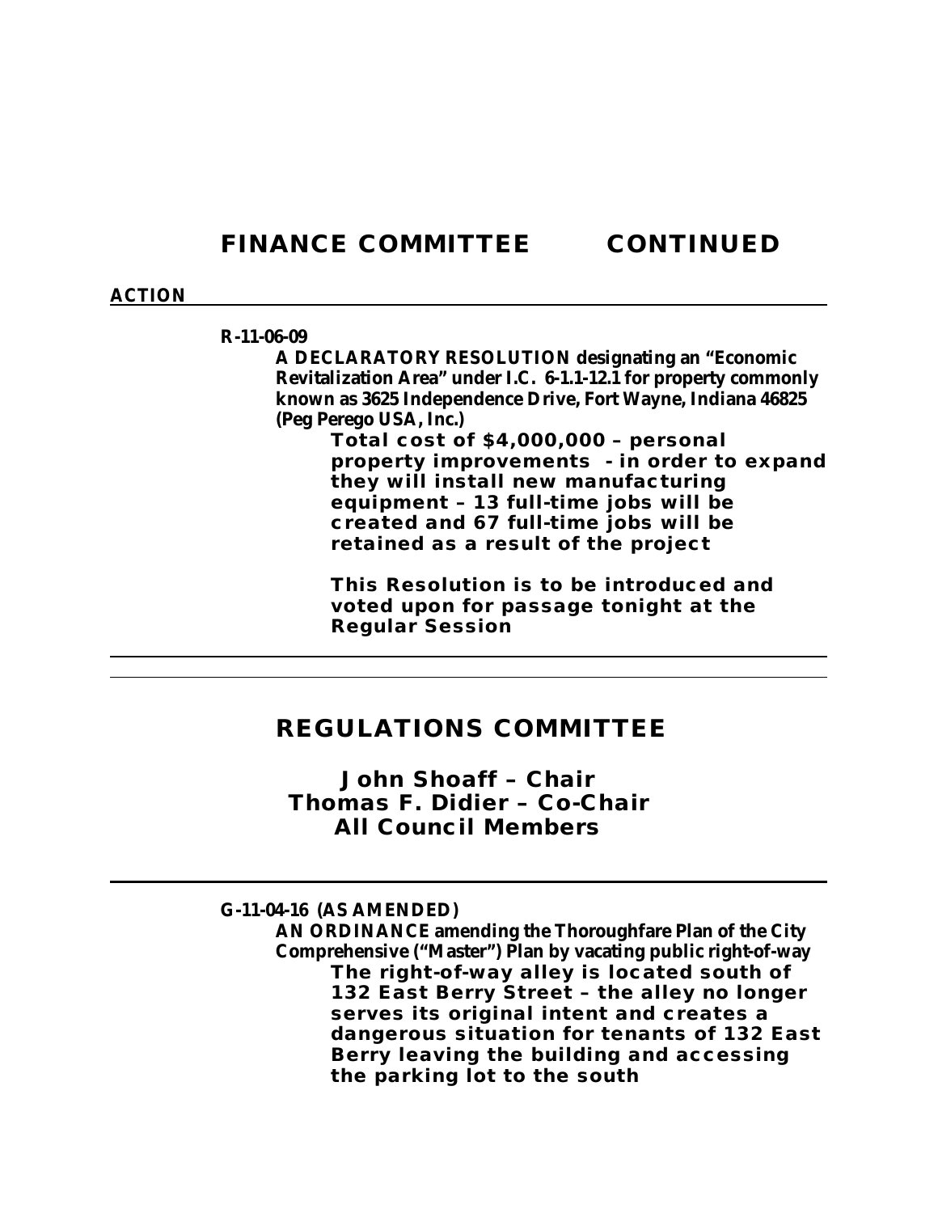# FINANCE COMMITTEE CONTINUED

**ACTION**

---

**R-11-06-09**

**A DECLARATORY RESOLUTION designating an "Economic Revitalization Area" under I.C. 6-1.1-12.1 for property commonly known as 3625 Independence Drive, Fort Wayne, Indiana 46825 (Peg Perego USA, Inc.)**

**Total cost of $4,000,000 – personal property improvements - in order to expand they will install new manufacturing equipment – 13 full-time jobs will be created and 67 full-time jobs will be retained as a result of the project**

**This Resolution is to be introduced and voted upon for passage tonight at the Regular Session**

---

---

## REGULATIONS COMMITTEE

**John Shoaff – Chair**
**Thomas F. Didier – Co-Chair**
**All Council Members**

---

**G-11-04-16 (AS AMENDED)**

**AN ORDINANCE amending the Thoroughfare Plan of the City Comprehensive ("Master") Plan by vacating public right-of-way**

**The right-of-way alley is located south of 132 East Berry Street – the alley no longer serves its original intent and creates a dangerous situation for tenants of 132 East Berry leaving the building and accessing the parking lot to the south**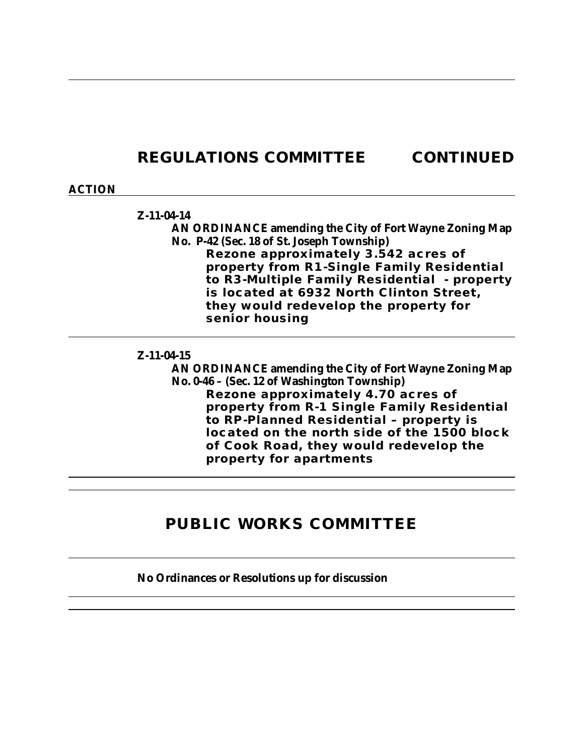## REGULATIONS COMMITTEE CONTINUED

**ACTION**

---

**Z-11-04-14**

**AN ORDINANCE amending the City of Fort Wayne Zoning Map No. P-42 (Sec. 18 of St. Joseph Township)**

**Rezone approximately 3.542 acres of property from R1-Single Family Residential to R3-Multiple Family Residential - property is located at 6932 North Clinton Street, they would redevelop the property for senior housing**

---

**Z-11-04-15**

**AN ORDINANCE amending the City of Fort Wayne Zoning Map No. 0-46 – (Sec. 12 of Washington Township)**

**Rezone approximately 4.70 acres of property from R-1 Single Family Residential to RP-Planned Residential – property is located on the north side of the 1500 block of Cook Road, they would redevelop the property for apartments**

---

## PUBLIC WORKS COMMITTEE

---

**No Ordinances or Resolutions up for discussion**

---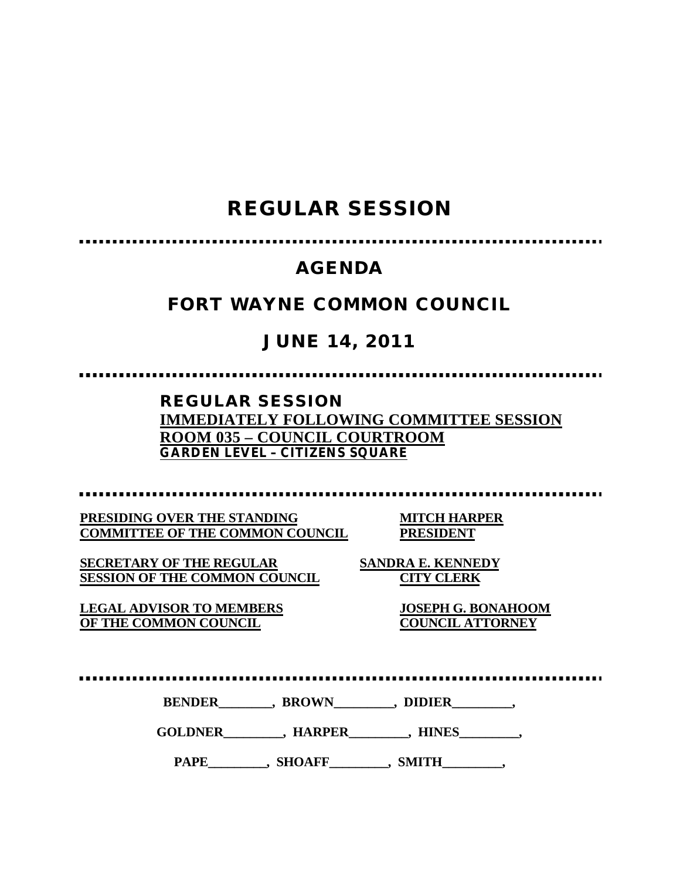# REGULAR SESSION

## AGENDA

## FORT WAYNE COMMON COUNCIL

## JUNE 14, 2011

**REGULAR SESSION**
**IMMEDIATELY FOLLOWING COMMITTEE SESSION**
**ROOM 035 – COUNCIL COURTROOM**
**GARDEN LEVEL – CITIZENS SQUARE**

| | |
|---|---|
| **PRESIDING OVER THE STANDING COMMITTEE OF THE COMMON COUNCIL** | **MITCH HARPER PRESIDENT** |
| **SECRETARY OF THE REGULAR SESSION OF THE COMMON COUNCIL** | **SANDRA E. KENNEDY CITY CLERK** |
| **LEGAL ADVISOR TO MEMBERS OF THE COMMON COUNCIL** | **JOSEPH G. BONAHOOM COUNCIL ATTORNEY** |

**BENDER________, BROWN_________, DIDIER_________,**

**GOLDNER_________, HARPER_________, HINES_________,**

**PAPE_________, SHOAFF_________, SMITH_________,**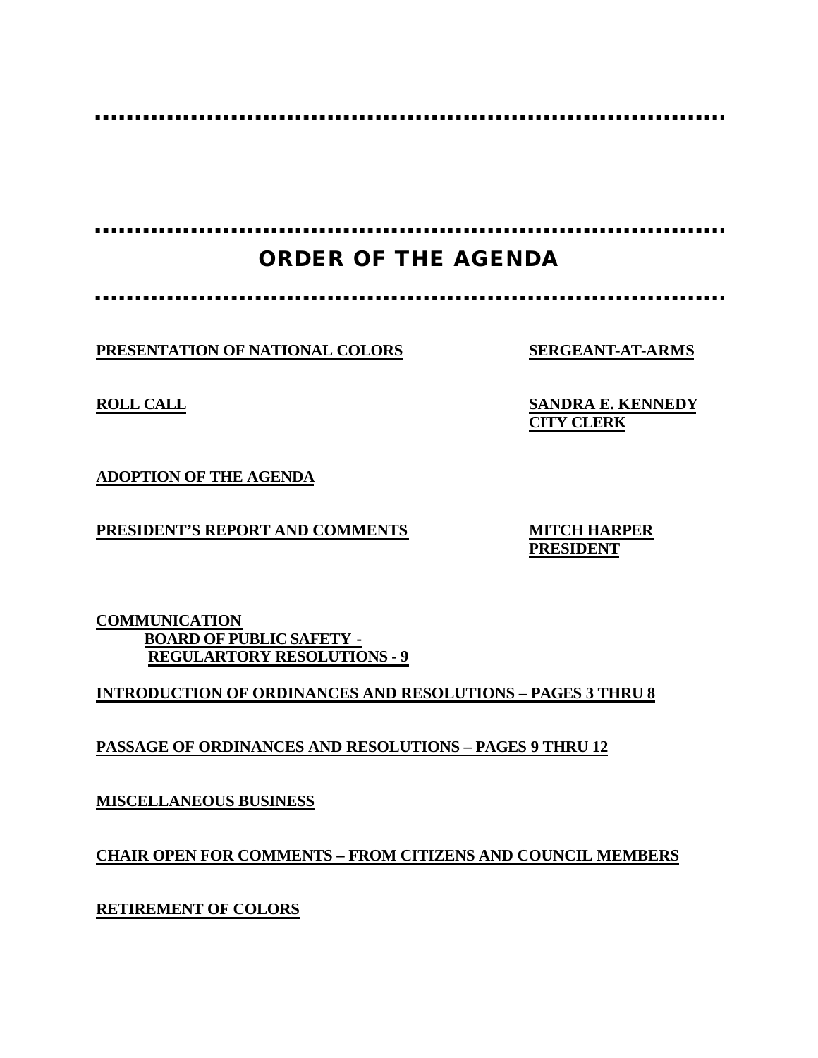# ORDER OF THE AGENDA

**PRESENTATION OF NATIONAL COLORS** — **SERGEANT-AT-ARMS**

**ROLL CALL** — **SANDRA E. KENNEDY**
**CITY CLERK**

**ADOPTION OF THE AGENDA**

**PRESIDENT'S REPORT AND COMMENTS** — **MITCH HARPER**
**PRESIDENT**

**COMMUNICATION**
**BOARD OF PUBLIC SAFETY -**
**REGULARTORY RESOLUTIONS - 9**

**INTRODUCTION OF ORDINANCES AND RESOLUTIONS – PAGES 3 THRU 8**

**PASSAGE OF ORDINANCES AND RESOLUTIONS – PAGES 9 THRU 12**

**MISCELLANEOUS BUSINESS**

**CHAIR OPEN FOR COMMENTS – FROM CITIZENS AND COUNCIL MEMBERS**

**RETIREMENT OF COLORS**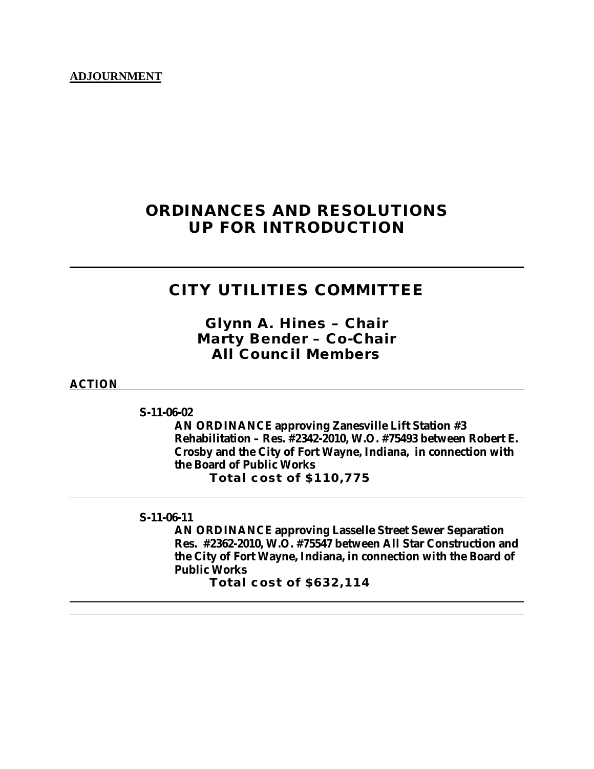**ADJOURNMENT**

# ORDINANCES AND RESOLUTIONS UP FOR INTRODUCTION

---

## CITY UTILITIES COMMITTEE

### Glynn A. Hines – Chair
### Marty Bender – Co-Chair
### All Council Members

**ACTION**

---

**S-11-06-02**

**AN ORDINANCE approving Zanesville Lift Station #3 Rehabilitation – Res. #2342-2010, W.O. #75493 between Robert E. Crosby and the City of Fort Wayne, Indiana, in connection with the Board of Public Works**

**Total cost of $110,775**

---

**S-11-06-11**

**AN ORDINANCE approving Lasselle Street Sewer Separation Res. #2362-2010, W.O. #75547 between All Star Construction and the City of Fort Wayne, Indiana, in connection with the Board of Public Works**

**Total cost of $632,114**

---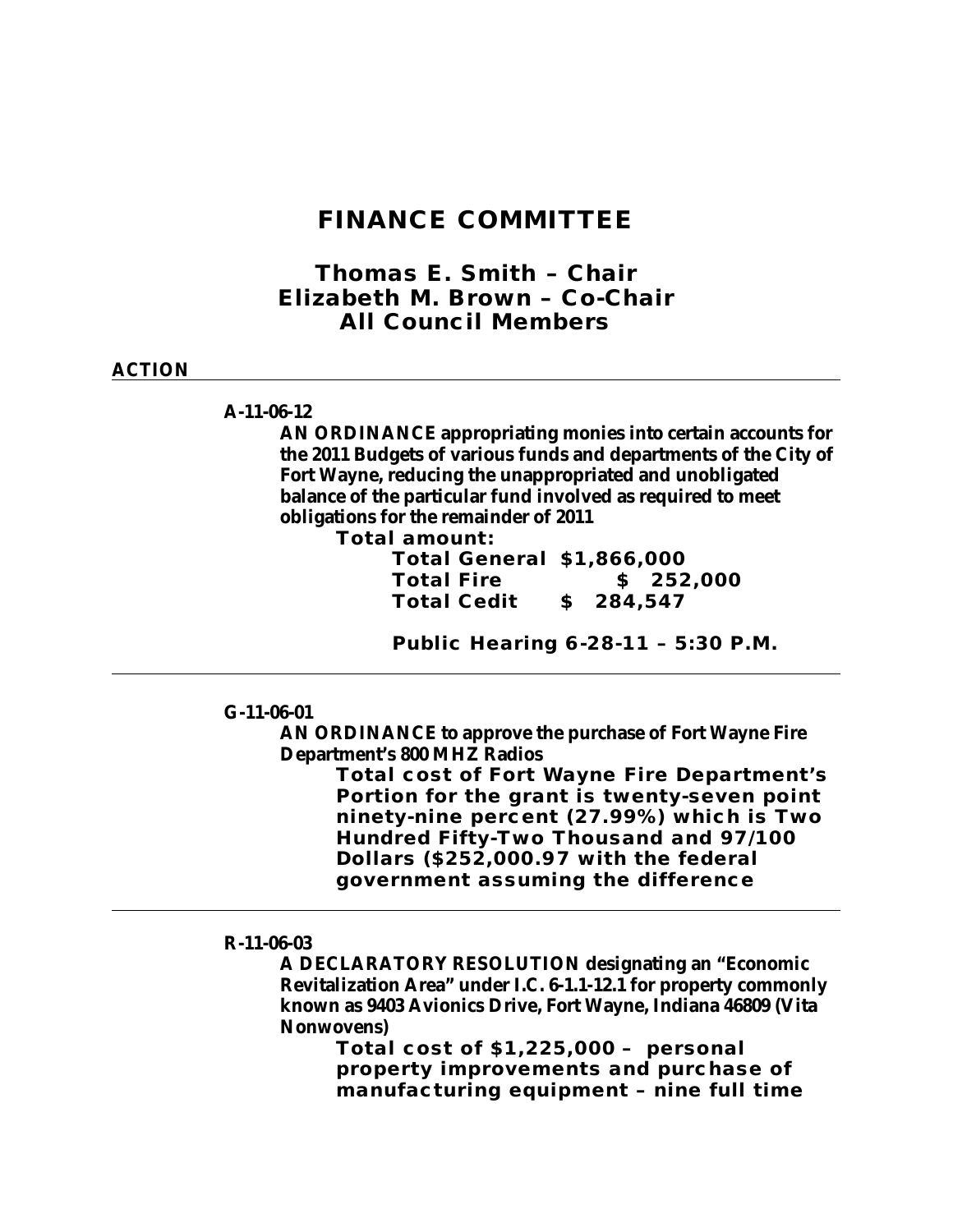# FINANCE COMMITTEE

## Thomas E. Smith – Chair
## Elizabeth M. Brown – Co-Chair
## All Council Members

**ACTION**

---

**A-11-06-12**

**AN ORDINANCE appropriating monies into certain accounts for the 2011 Budgets of various funds and departments of the City of Fort Wayne, reducing the unappropriated and unobligated balance of the particular fund involved as required to meet obligations for the remainder of 2011**

**Total amount:**

**Total General $1,866,000**
**Total Fire $ 252,000**
**Total Credit $ 284,547**

**Public Hearing 6-28-11 – 5:30 P.M.**

---

**G-11-06-01**

**AN ORDINANCE to approve the purchase of Fort Wayne Fire Department's 800 MHZ Radios**

**Total cost of Fort Wayne Fire Department's Portion for the grant is twenty-seven point ninety-nine percent (27.99%) which is Two Hundred Fifty-Two Thousand and 97/100 Dollars ($252,000.97 with the federal government assuming the difference**

---

**R-11-06-03**

**A DECLARATORY RESOLUTION designating an "Economic Revitalization Area" under I.C. 6-1.1-12.1 for property commonly known as 9403 Avionics Drive, Fort Wayne, Indiana 46809 (Vita Nonwovens)**

**Total cost of $1,225,000 – personal property improvements and purchase of manufacturing equipment – nine full time**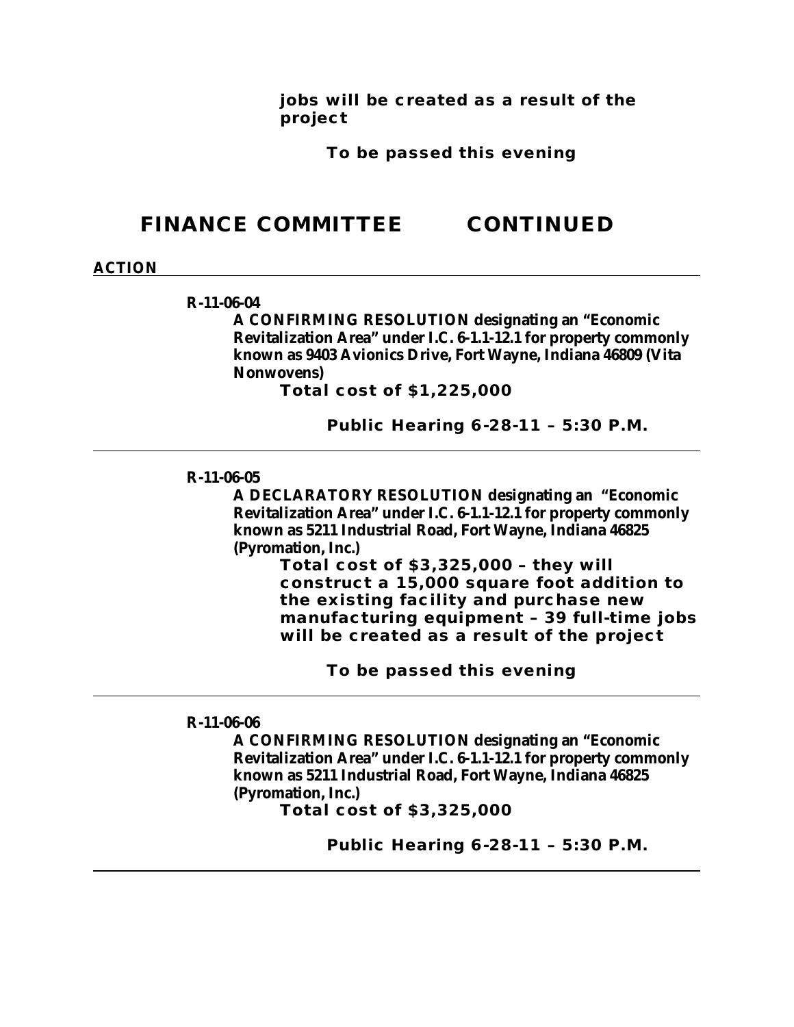**jobs will be created as a result of the project**

**To be passed this evening**

## FINANCE COMMITTEE CONTINUED

**ACTION**

---

**R-11-06-04**

**A CONFIRMING RESOLUTION designating an "Economic Revitalization Area" under I.C. 6-1.1-12.1 for property commonly known as 9403 Avionics Drive, Fort Wayne, Indiana 46809 (Vita Nonwovens)**

**Total cost of $1,225,000**

**Public Hearing 6-28-11 – 5:30 P.M.**

---

**R-11-06-05**

**A DECLARATORY RESOLUTION designating an "Economic Revitalization Area" under I.C. 6-1.1-12.1 for property commonly known as 5211 Industrial Road, Fort Wayne, Indiana 46825 (Pyromation, Inc.)**

**Total cost of $3,325,000 – they will construct a 15,000 square foot addition to the existing facility and purchase new manufacturing equipment – 39 full-time jobs will be created as a result of the project**

**To be passed this evening**

---

**R-11-06-06**

**A CONFIRMING RESOLUTION designating an "Economic Revitalization Area" under I.C. 6-1.1-12.1 for property commonly known as 5211 Industrial Road, Fort Wayne, Indiana 46825 (Pyromation, Inc.)**

**Total cost of $3,325,000**

**Public Hearing 6-28-11 – 5:30 P.M.**

---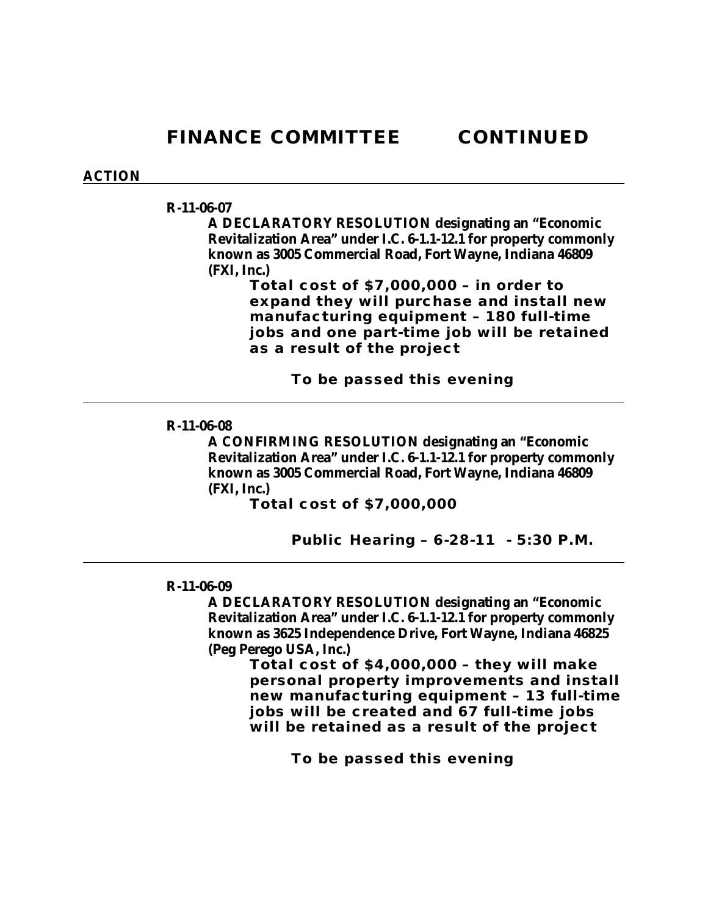# FINANCE COMMITTEE CONTINUED

**ACTION**

---

**R-11-06-07**

**A DECLARATORY RESOLUTION designating an "Economic Revitalization Area" under I.C. 6-1.1-12.1 for property commonly known as 3005 Commercial Road, Fort Wayne, Indiana 46809 (FXI, Inc.)**

**Total cost of $7,000,000 – in order to expand they will purchase and install new manufacturing equipment – 180 full-time jobs and one part-time job will be retained as a result of the project**

**To be passed this evening**

---

**R-11-06-08**

**A CONFIRMING RESOLUTION designating an "Economic Revitalization Area" under I.C. 6-1.1-12.1 for property commonly known as 3005 Commercial Road, Fort Wayne, Indiana 46809 (FXI, Inc.)**

**Total cost of $7,000,000**

**Public Hearing – 6-28-11 - 5:30 P.M.**

---

**R-11-06-09**

**A DECLARATORY RESOLUTION designating an "Economic Revitalization Area" under I.C. 6-1.1-12.1 for property commonly known as 3625 Independence Drive, Fort Wayne, Indiana 46825 (Peg Perego USA, Inc.)**

**Total cost of $4,000,000 – they will make personal property improvements and install new manufacturing equipment – 13 full-time jobs will be created and 67 full-time jobs will be retained as a result of the project**

**To be passed this evening**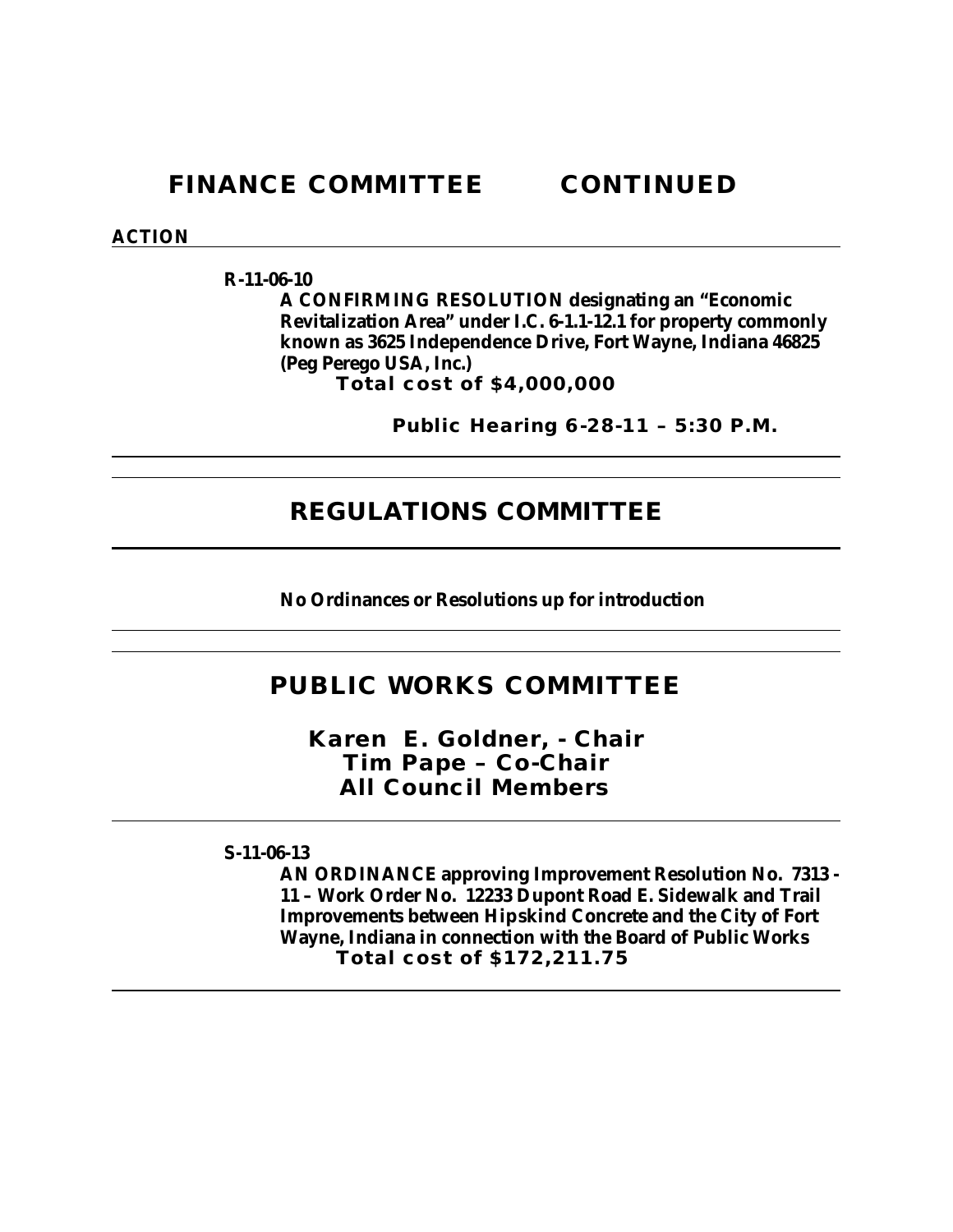# FINANCE COMMITTEE CONTINUED

**ACTION**

---

**R-11-06-10**

**A CONFIRMING RESOLUTION designating an "Economic Revitalization Area" under I.C. 6-1.1-12.1 for property commonly known as 3625 Independence Drive, Fort Wayne, Indiana 46825 (Peg Perego USA, Inc.)**

**Total cost of $4,000,000**

**Public Hearing 6-28-11 – 5:30 P.M.**

---

# REGULATIONS COMMITTEE

---

**No Ordinances or Resolutions up for introduction**

---

# PUBLIC WORKS COMMITTEE

**Karen E. Goldner, - Chair**
**Tim Pape – Co-Chair**
**All Council Members**

---

**S-11-06-13**

**AN ORDINANCE approving Improvement Resolution No. 7313 - 11 – Work Order No. 12233 Dupont Road E. Sidewalk and Trail Improvements between Hipskind Concrete and the City of Fort Wayne, Indiana in connection with the Board of Public Works**

**Total cost of $172,211.75**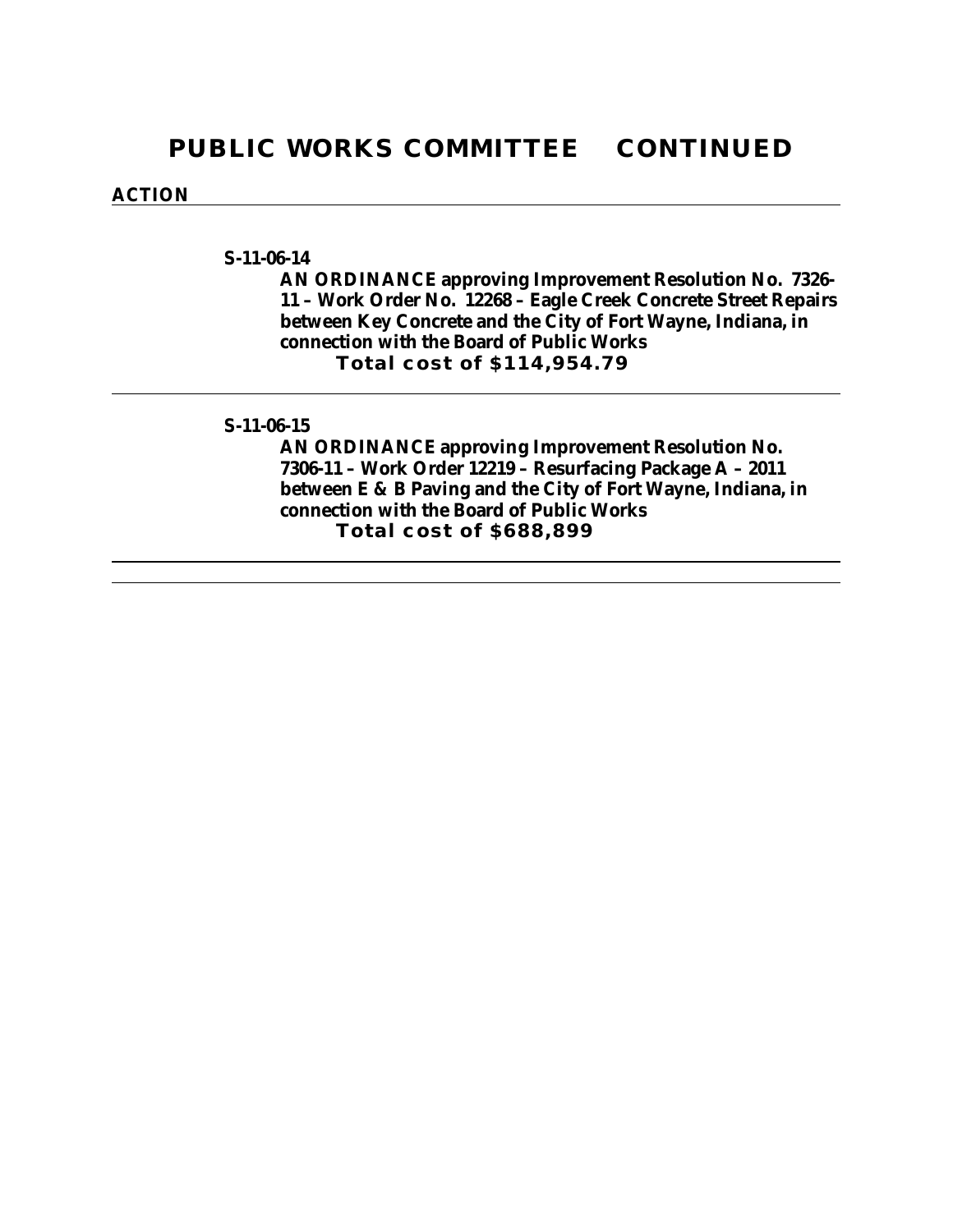# PUBLIC WORKS COMMITTEE CONTINUED

**ACTION**

---

**S-11-06-14**

**AN ORDINANCE approving Improvement Resolution No. 7326-11 – Work Order No. 12268 – Eagle Creek Concrete Street Repairs between Key Concrete and the City of Fort Wayne, Indiana, in connection with the Board of Public Works**

**Total cost of $114,954.79**

---

**S-11-06-15**

**AN ORDINANCE approving Improvement Resolution No. 7306-11 – Work Order 12219 – Resurfacing Package A – 2011 between E & B Paving and the City of Fort Wayne, Indiana, in connection with the Board of Public Works**

**Total cost of $688,899**

---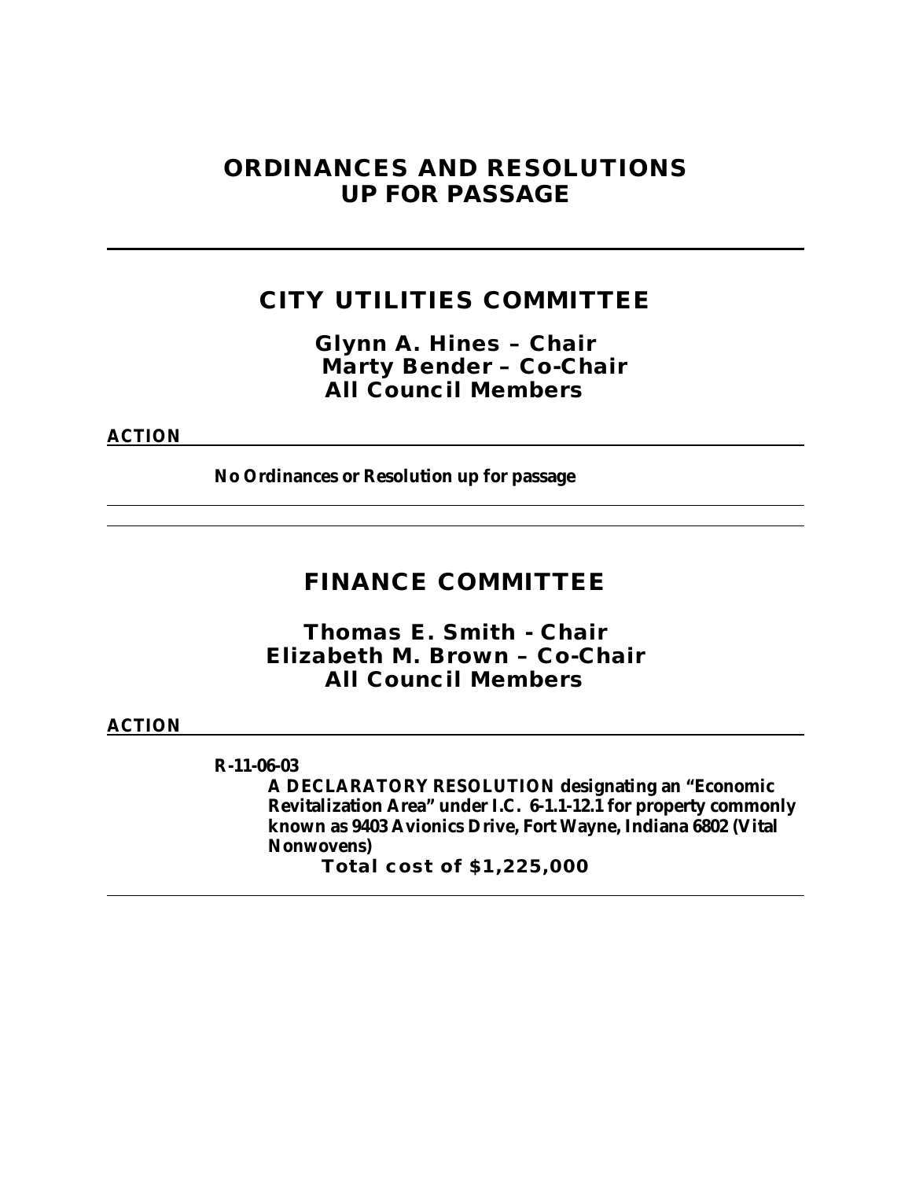# ORDINANCES AND RESOLUTIONS UP FOR PASSAGE

---

## CITY UTILITIES COMMITTEE

**Glynn A. Hines – Chair**
**Marty Bender – Co-Chair**
**All Council Members**

**ACTION**

**No Ordinances or Resolution up for passage**

---

## FINANCE COMMITTEE

**Thomas E. Smith - Chair**
**Elizabeth M. Brown – Co-Chair**
**All Council Members**

**ACTION**

**R-11-06-03**

**A DECLARATORY RESOLUTION designating an "Economic Revitalization Area" under I.C. 6-1.1-12.1 for property commonly known as 9403 Avionics Drive, Fort Wayne, Indiana 6802 (Vital Nonwovens)**

**Total cost of $1,225,000**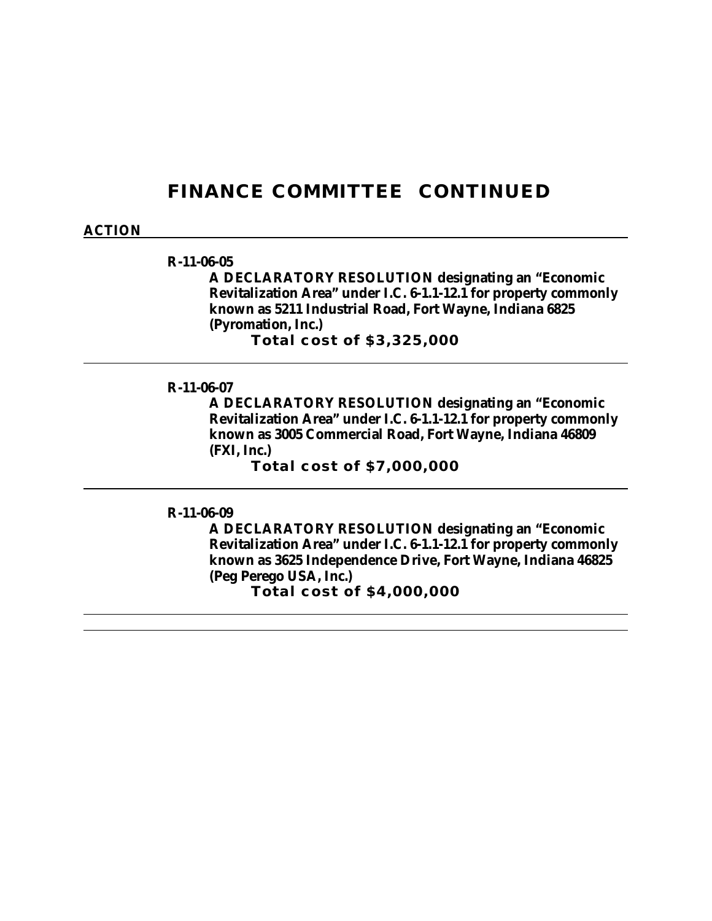# FINANCE COMMITTEE CONTINUED

**ACTION**

---

**R-11-06-05**

**A DECLARATORY RESOLUTION designating an "Economic Revitalization Area" under I.C. 6-1.1-12.1 for property commonly known as 5211 Industrial Road, Fort Wayne, Indiana 6825 (Pyromation, Inc.)**

**Total cost of $3,325,000**

---

**R-11-06-07**

**A DECLARATORY RESOLUTION designating an "Economic Revitalization Area" under I.C. 6-1.1-12.1 for property commonly known as 3005 Commercial Road, Fort Wayne, Indiana 46809 (FXI, Inc.)**

**Total cost of $7,000,000**

---

**R-11-06-09**

**A DECLARATORY RESOLUTION designating an "Economic Revitalization Area" under I.C. 6-1.1-12.1 for property commonly known as 3625 Independence Drive, Fort Wayne, Indiana 46825 (Peg Perego USA, Inc.)**

**Total cost of $4,000,000**

---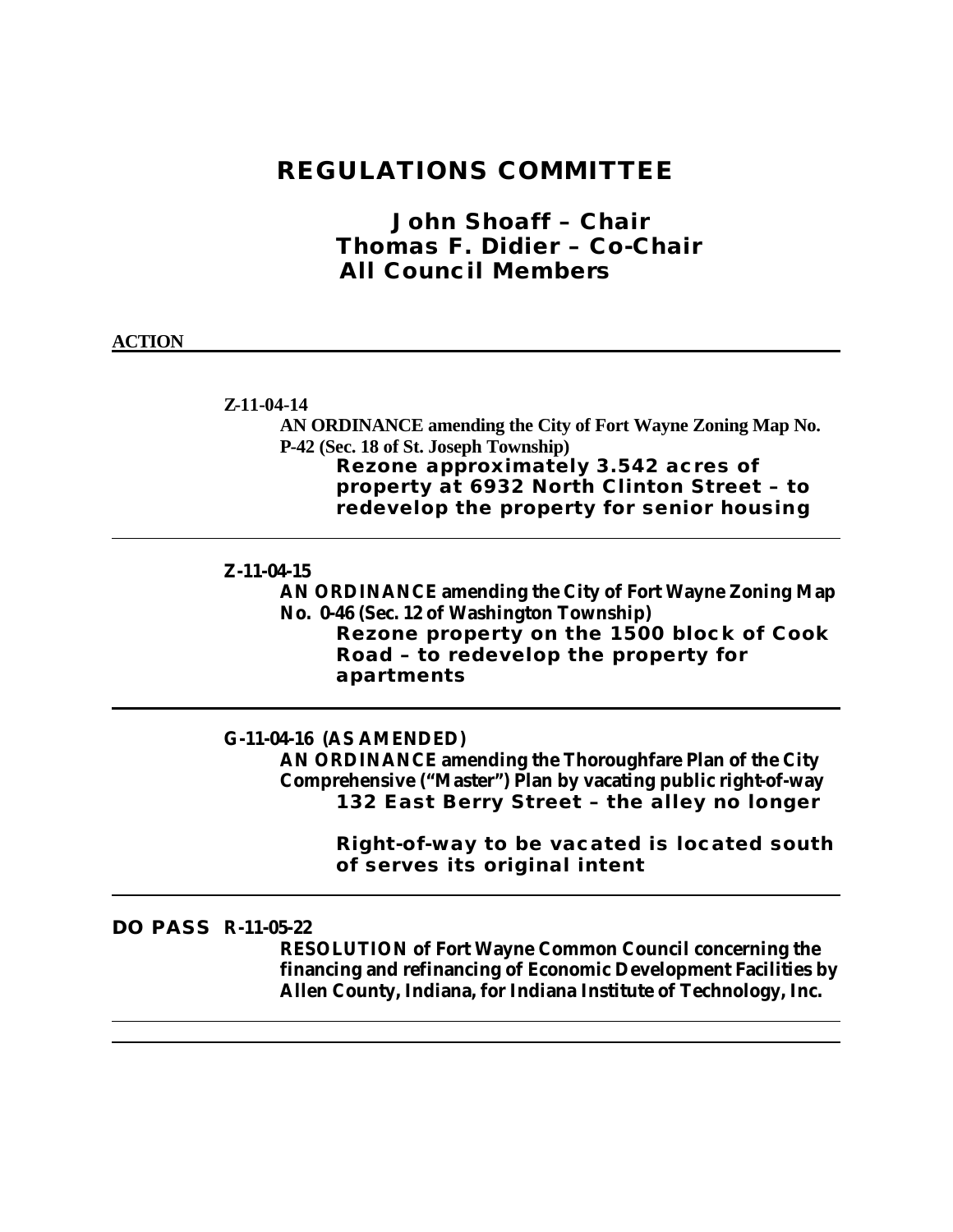# REGULATIONS COMMITTEE

**John Shoaff – Chair**
**Thomas F. Didier – Co-Chair**
**All Council Members**

**ACTION**

---

**Z-11-04-14**

**AN ORDINANCE amending the City of Fort Wayne Zoning Map No. P-42 (Sec. 18 of St. Joseph Township)**

**Rezone approximately 3.542 acres of property at 6932 North Clinton Street – to redevelop the property for senior housing**

---

**Z-11-04-15**

**AN ORDINANCE amending the City of Fort Wayne Zoning Map No. 0-46 (Sec. 12 of Washington Township)**

**Rezone property on the 1500 block of Cook Road – to redevelop the property for apartments**

---

**G-11-04-16 (AS AMENDED)**

**AN ORDINANCE amending the Thoroughfare Plan of the City Comprehensive ("Master") Plan by vacating public right-of-way**

**132 East Berry Street – the alley no longer**

**Right-of-way to be vacated is located south of serves its original intent**

---

**DO PASS** **R-11-05-22**

**RESOLUTION of Fort Wayne Common Council concerning the financing and refinancing of Economic Development Facilities by Allen County, Indiana, for Indiana Institute of Technology, Inc.**

---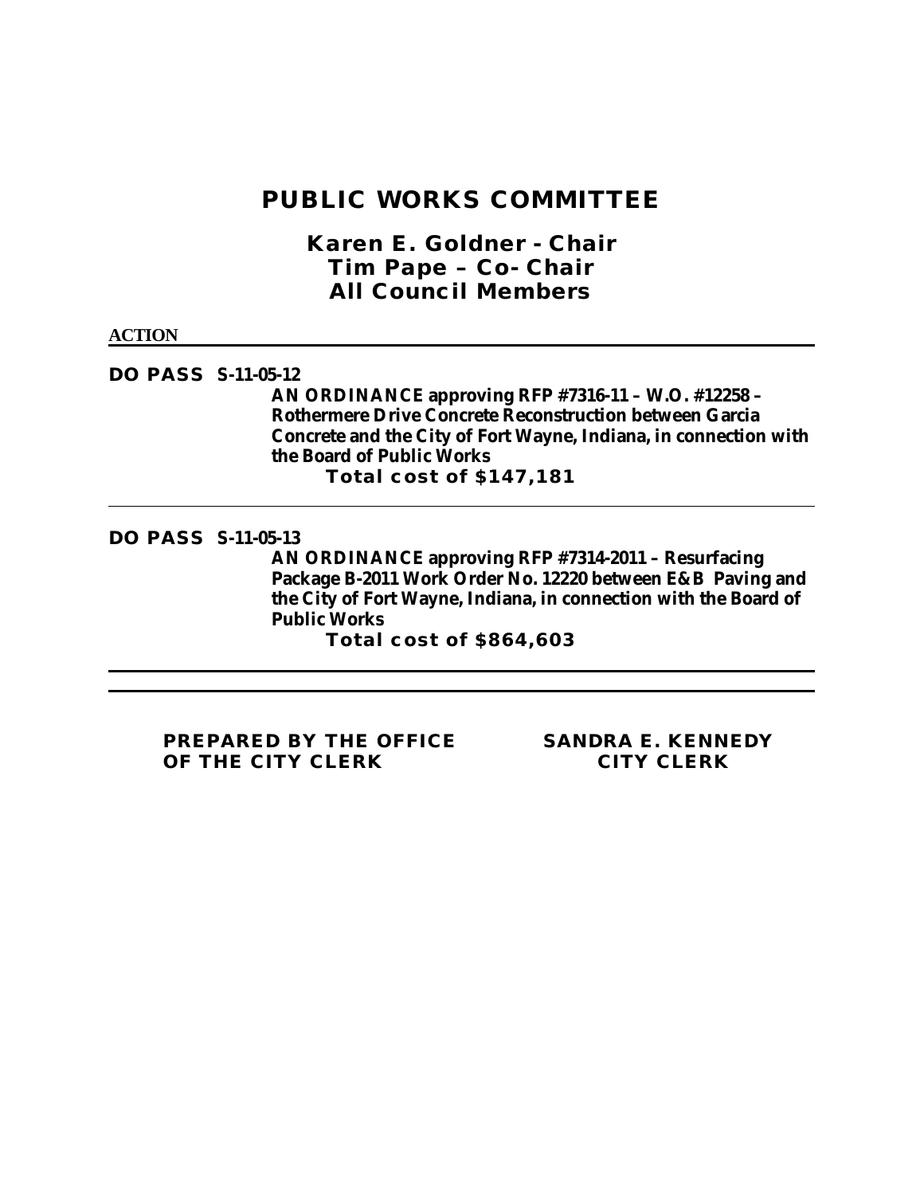# PUBLIC WORKS COMMITTEE

## Karen E. Goldner - Chair
## Tim Pape – Co- Chair
## All Council Members

**ACTION**

---

**DO PASS S-11-05-12**

**AN ORDINANCE approving RFP #7316-11 – W.O. #12258 – Rothermere Drive Concrete Reconstruction between Garcia Concrete and the City of Fort Wayne, Indiana, in connection with the Board of Public Works**

**Total cost of $147,181**

---

**DO PASS S-11-05-13**

**AN ORDINANCE approving RFP #7314-2011 – Resurfacing Package B-2011 Work Order No. 12220 between E&B Paving and the City of Fort Wayne, Indiana, in connection with the Board of Public Works**

**Total cost of $864,603**

---

**PREPARED BY THE OFFICE OF THE CITY CLERK**

**SANDRA E. KENNEDY CITY CLERK**